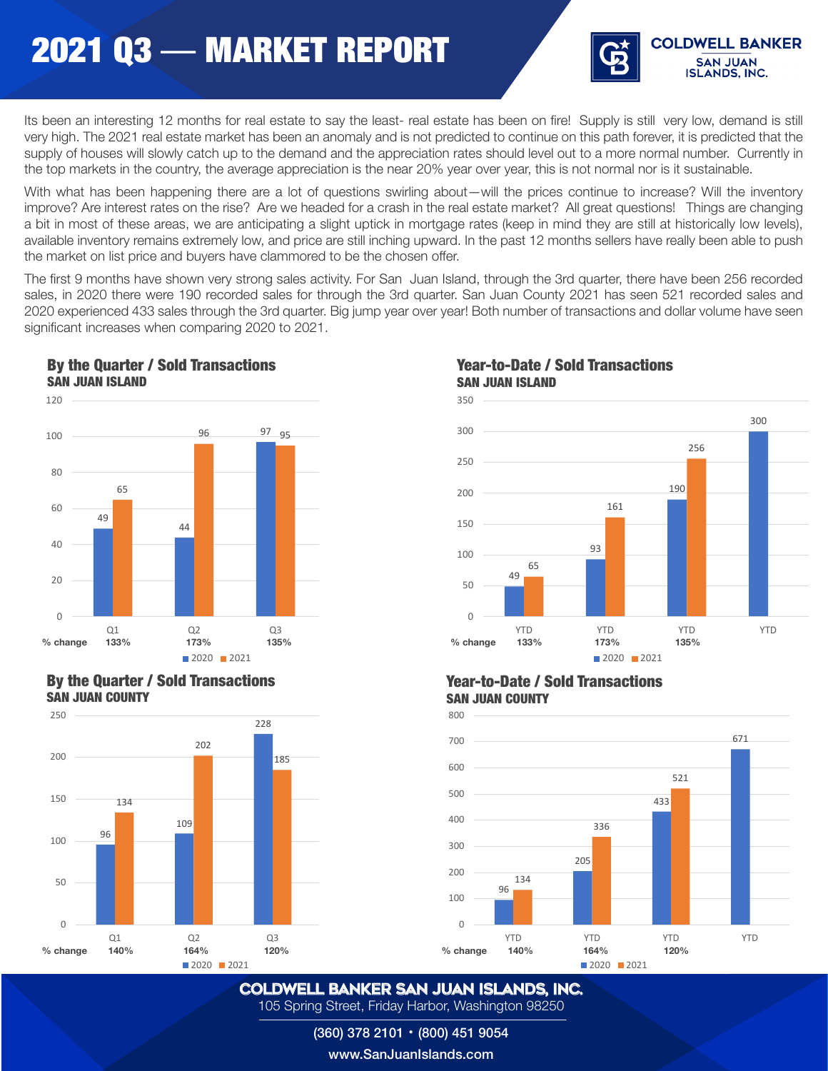# 2021 Q3 — MARKET REPORT

COLDWELL BANKER SAN JUAN ISLANDS, INC.

Its been an interesting 12 months for real estate to say the least- real estate has been on fire! Supply is still very low, demand is still very high. The 2021 real estate market has been an anomaly and is not predicted to continue on this path forever, it is predicted that the supply of houses will slowly catch up to the demand and the appreciation rates should level out to a more normal number. Currently in the top markets in the country, the average appreciation is the near 20% year over year, this is not normal nor is it sustainable.

With what has been happening there are a lot of questions swirling about—will the prices continue to increase? Will the inventory improve? Are interest rates on the rise? Are we headed for a crash in the real estate market? All great questions! Things are changing a bit in most of these areas, we are anticipating a slight uptick in mortgage rates (keep in mind they are still at historically low levels), available inventory remains extremely low, and price are still inching upward. In the past 12 months sellers have really been able to push the market on list price and buyers have clammored to be the chosen offer.

The first 9 months have shown very strong sales activity. For San Juan Island, through the 3rd quarter, there have been 256 recorded sales, in 2020 there were 190 recorded sales for through the 3rd quarter. San Juan County 2021 has seen 521 recorded sales and 2020 experienced 433 sales through the 3rd quarter. Big jump year over year! Both number of transactions and dollar volume have seen significant increases when comparing 2020 to 2021.

## By the Quarter / Sold Transactions
### SAN JUAN ISLAND

| | Q1 | Q2 | Q3 |
|---|---|---|---|
| 2020 | 49 | 44 | 97 |
| 2021 | 65 | 96 | 95 |
| % change | 133% | 173% | 135% |

## Year-to-Date / Sold Transactions
### SAN JUAN ISLAND

| | YTD | YTD | YTD | YTD |
|---|---|---|---|---|
| 2020 | 49 | 93 | 190 | 300 |
| 2021 | 65 | 161 | 256 | |
| % change | 133% | 173% | 135% | |

## By the Quarter / Sold Transactions
### SAN JUAN COUNTY

| | Q1 | Q2 | Q3 |
|---|---|---|---|
| 2020 | 96 | 109 | 228 |
| 2021 | 134 | 202 | 185 |
| % change | 140% | 164% | 120% |

## Year-to-Date / Sold Transactions
### SAN JUAN COUNTY

| | YTD | YTD | YTD | YTD |
|---|---|---|---|---|
| 2020 | 96 | 205 | 433 | 671 |
| 2021 | 134 | 336 | 521 | |
| % change | 140% | 164% | 120% | |

**COLDWELL BANKER SAN JUAN ISLANDS, INC.**
105 Spring Street, Friday Harbor, Washington 98250
(360) 378 2101 • (800) 451 9054
www.SanJuanIslands.com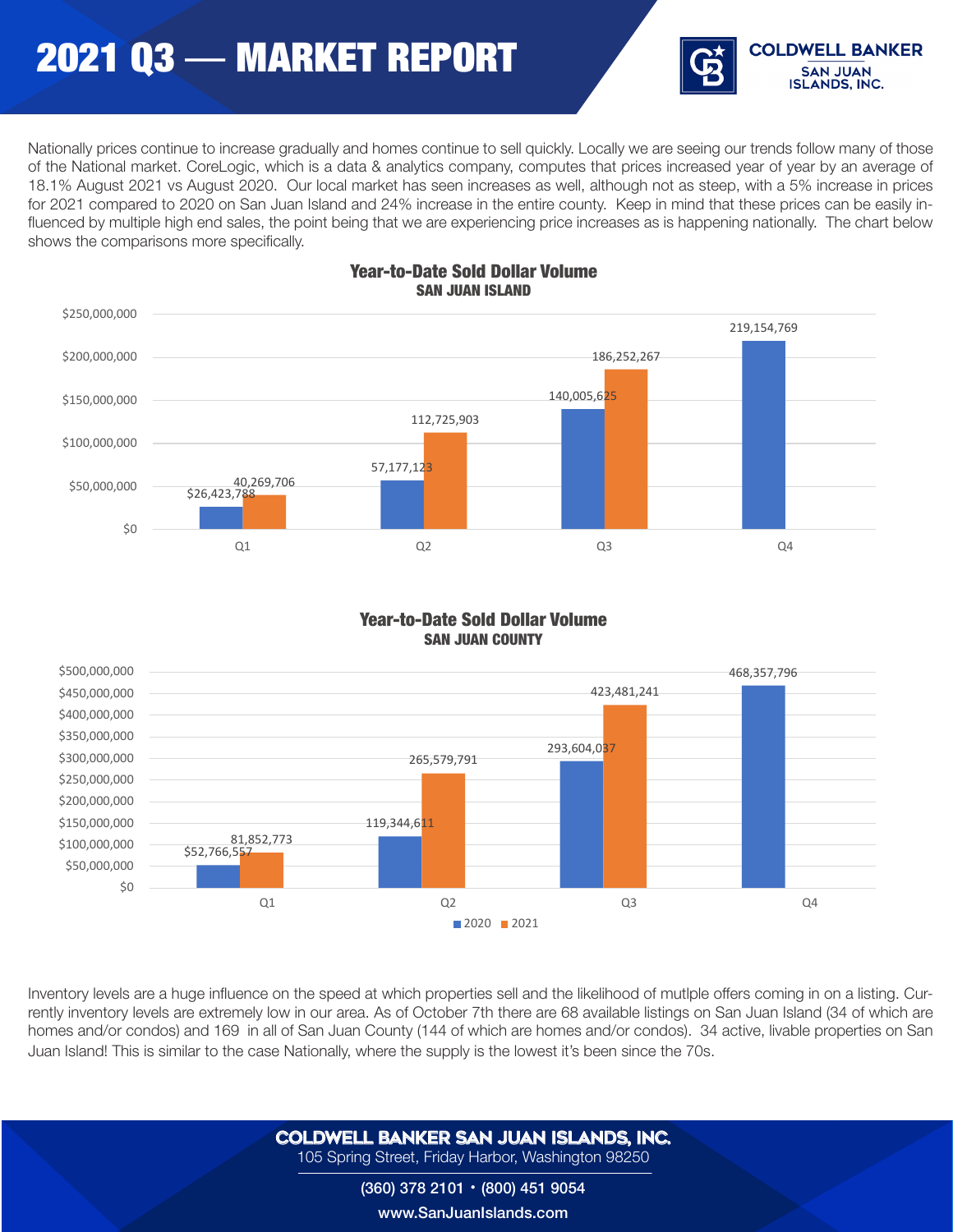# 2021 Q3 — MARKET REPORT

**COLDWELL BANKER**
SAN JUAN ISLANDS, INC.

Nationally prices continue to increase gradually and homes continue to sell quickly. Locally we are seeing our trends follow many of those of the National market. CoreLogic, which is a data & analytics company, computes that prices increased year of year by an average of 18.1% August 2021 vs August 2020. Our local market has seen increases as well, although not as steep, with a 5% increase in prices for 2021 compared to 2020 on San Juan Island and 24% increase in the entire county. Keep in mind that these prices can be easily influenced by multiple high end sales, the point being that we are experiencing price increases as is happening nationally. The chart below shows the comparisons more specifically.

## Year-to-Date Sold Dollar Volume
### SAN JUAN ISLAND

| | 2020 | 2021 |
|---|---|---|
| Q1 | $26,423,788 | 40,269,706 |
| Q2 | 57,177,123 | 112,725,903 |
| Q3 | 140,005,625 | 186,252,267 |
| Q4 | 219,154,769 | |

## Year-to-Date Sold Dollar Volume
### SAN JUAN COUNTY

| | 2020 | 2021 |
|---|---|---|
| Q1 | $52,766,557 | 81,852,773 |
| Q2 | 119,344,611 | 265,579,791 |
| Q3 | 293,604,037 | 423,481,241 |
| Q4 | 468,357,796 | |

Inventory levels are a huge influence on the speed at which properties sell and the likelihood of mutlple offers coming in on a listing. Currently inventory levels are extremely low in our area. As of October 7th there are 68 available listings on San Juan Island (34 of which are homes and/or condos) and 169 in all of San Juan County (144 of which are homes and/or condos). 34 active, livable properties on San Juan Island! This is similar to the case Nationally, where the supply is the lowest it's been since the 70s.

**COLDWELL BANKER SAN JUAN ISLANDS, INC.**
105 Spring Street, Friday Harbor, Washington 98250
(360) 378 2101 • (800) 451 9054
www.SanJuanIslands.com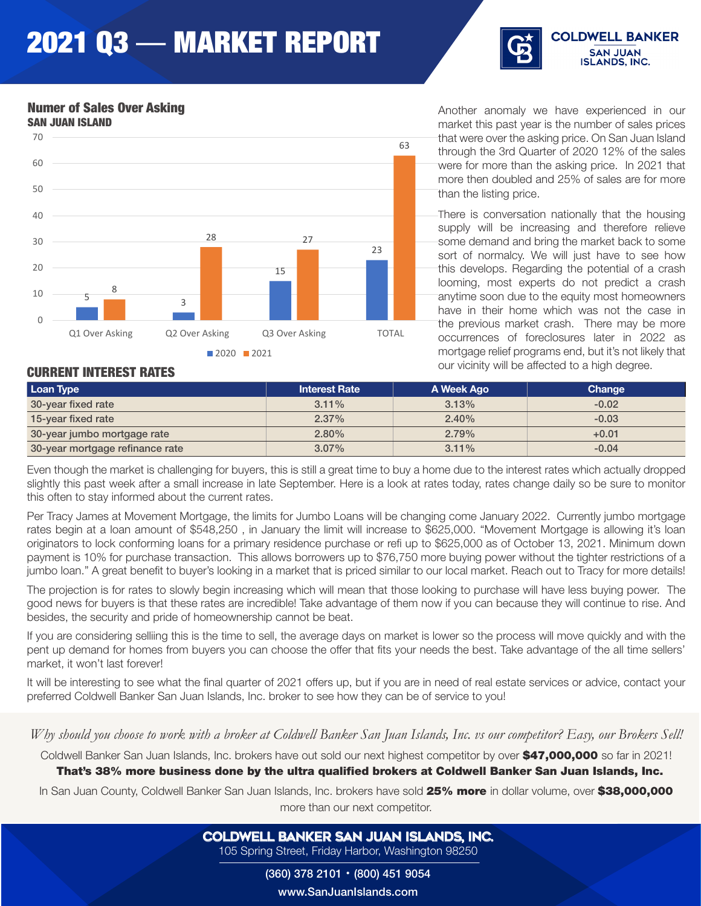# 2021 Q3 — MARKET REPORT

COLDWELL BANKER
SAN JUAN ISLANDS, INC.

## Numer of Sales Over Asking
### SAN JUAN ISLAND

70
60
50
40
30
20
10
0

5
8
3
28
15
27
23
63

Q1 Over Asking
Q2 Over Asking
Q3 Over Asking
TOTAL

2020 2021

Another anomaly we have experienced in our market this past year is the number of sales prices that were over the asking price. On San Juan Island through the 3rd Quarter of 2020 12% of the sales were for more than the asking price. In 2021 that more then doubled and 25% of sales are for more than the listing price.

There is conversation nationally that the housing supply will be increasing and therefore relieve some demand and bring the market back to some sort of normalcy. We will just have to see how this develops. Regarding the potential of a crash looming, most experts do not predict a crash anytime soon due to the equity most homeowners have in their home which was not the case in the previous market crash. There may be more occurrences of foreclosures later in 2022 as mortgage relief programs end, but it's not likely that our vicinity will be affected to a high degree.

## CURRENT INTEREST RATES

| Loan Type | Interest Rate | A Week Ago | Change |
|---|---|---|---|
| 30-year fixed rate | 3.11% | 3.13% | -0.02 |
| 15-year fixed rate | 2.37% | 2.40% | -0.03 |
| 30-year jumbo mortgage rate | 2.80% | 2.79% | +0.01 |
| 30-year mortgage refinance rate | 3.07% | 3.11% | -0.04 |

Even though the market is challenging for buyers, this is still a great time to buy a home due to the interest rates which actually dropped slightly this past week after a small increase in late September. Here is a look at rates today, rates change daily so be sure to monitor this often to stay informed about the current rates.

Per Tracy James at Movement Mortgage, the limits for Jumbo Loans will be changing come January 2022. Currently jumbo mortgage rates begin at a loan amount of $548,250 , in January the limit will increase to $625,000. "Movement Mortgage is allowing it's loan originators to lock conforming loans for a primary residence purchase or refi up to $625,000 as of October 13, 2021. Minimum down payment is 10% for purchase transaction. This allows borrowers up to $76,750 more buying power without the tighter restrictions of a jumbo loan." A great benefit to buyer's looking in a market that is priced similar to our local market. Reach out to Tracy for more details!

The projection is for rates to slowly begin increasing which will mean that those looking to purchase will have less buying power. The good news for buyers is that these rates are incredible! Take advantage of them now if you can because they will continue to rise. And besides, the security and pride of homeownership cannot be beat.

If you are considering selliing this is the time to sell, the average days on market is lower so the process will move quickly and with the pent up demand for homes from buyers you can choose the offer that fits your needs the best. Take advantage of the all time sellers' market, it won't last forever!

It will be interesting to see what the final quarter of 2021 offers up, but if you are in need of real estate services or advice, contact your preferred Coldwell Banker San Juan Islands, Inc. broker to see how they can be of service to you!

*Why should you choose to work with a broker at Coldwell Banker San Juan Islands, Inc. vs our competitor? Easy, our Brokers Sell!*

Coldwell Banker San Juan Islands, Inc. brokers have out sold our next highest competitor by over **$47,000,000** so far in 2021!
**That's 38% more business done by the ultra qualified brokers at Coldwell Banker San Juan Islands, Inc.**

In San Juan County, Coldwell Banker San Juan Islands, Inc. brokers have sold **25% more** in dollar volume, over **$38,000,000** more than our next competitor.

**COLDWELL BANKER SAN JUAN ISLANDS, INC.**
105 Spring Street, Friday Harbor, Washington 98250

(360) 378 2101 • (800) 451 9054
www.SanJuanIslands.com